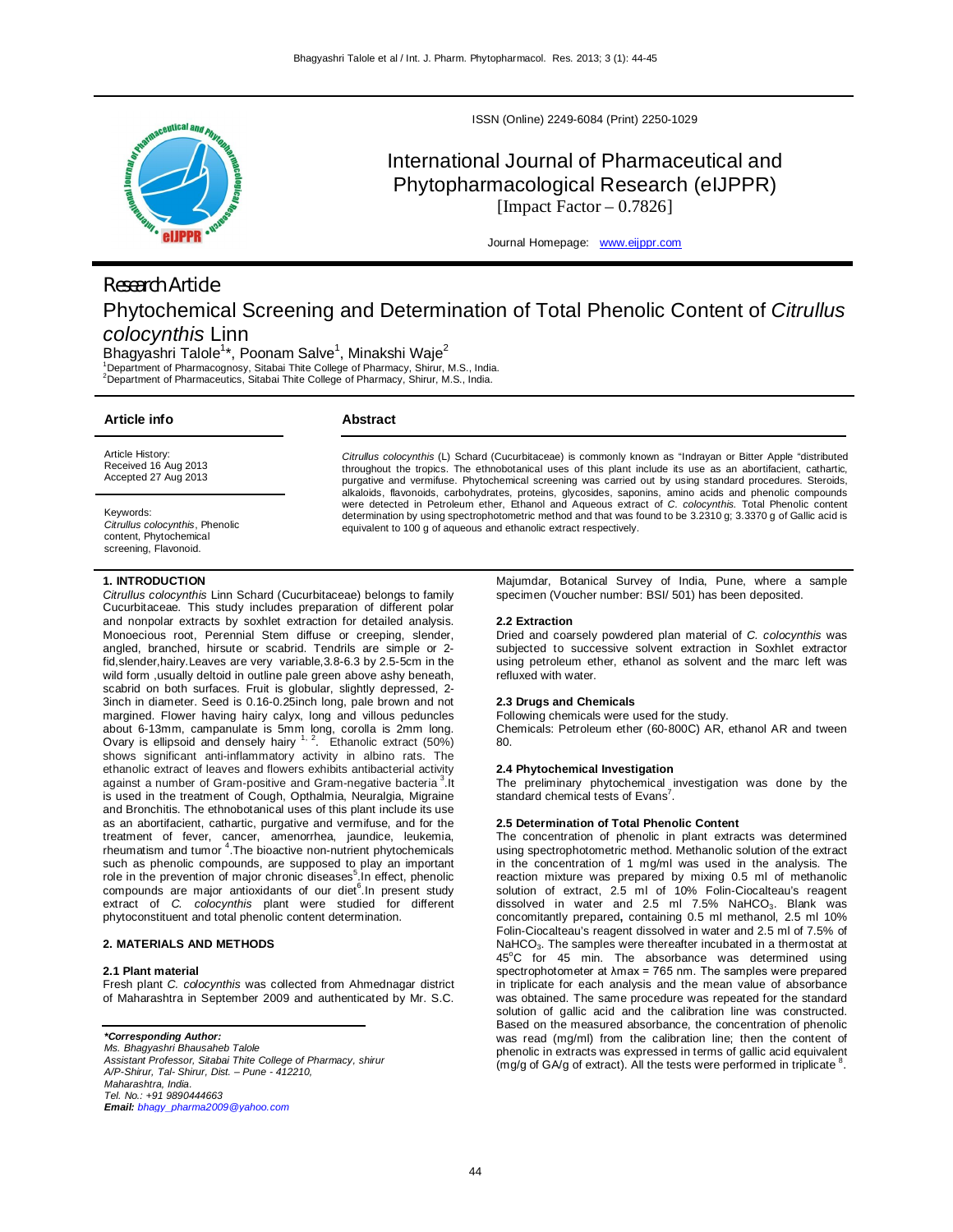ISSN (Online) 2249-6084 (Print) 2250-1029

# International Journal of Pharmaceutical and Phytopharmacological Research (eIJPPR)

[Impact Factor – 0.7826]

Journal Homepage: www.eijppr.com

Research Article

# Phytochemical Screening and Determination of Total Phenolic Content of *Citrullus colocynthis* Linn

Bhagyashri Talole[1]*, Poonam Salve[1], Minakshi Waje[2]

[1]Department of Pharmacognosy, Sitabai Thite College of Pharmacy, Shirur, M.S., India.
[2]Department of Pharmaceutics, Sitabai Thite College of Pharmacy, Shirur, M.S., India.

## Article info

Article History:
Received 16 Aug 2013
Accepted 27 Aug 2013

Keywords:
*Citrullus colocynthis*, Phenolic content, Phytochemical screening, Flavonoid.

## Abstract

*Citrullus colocynthis* (L) Schard (Cucurbitaceae) is commonly known as "Indrayan or Bitter Apple "distributed throughout the tropics. The ethnobotanical uses of this plant include its use as an abortifacient, cathartic, purgative and vermifuse. Phytochemical screening was carried out by using standard procedures. Steroids, alkaloids, flavonoids, carbohydrates, proteins, glycosides, saponins, amino acids and phenolic compounds were detected in Petroleum ether, Ethanol and Aqueous extract of *C. colocynthis.* Total Phenolic content determination by using spectrophotometric method and that was found to be 3.2310 g; 3.3370 g of Gallic acid is equivalent to 100 g of aqueous and ethanolic extract respectively.

## 1. INTRODUCTION

*Citrullus colocynthis* Linn Schard (Cucurbitaceae) belongs to family Cucurbitaceae. This study includes preparation of different polar and nonpolar extracts by soxhlet extraction for detailed analysis. Monoecious root, Perennial Stem diffuse or creeping, slender, angled, branched, hirsute or scabrid. Tendrils are simple or 2-fid,slender,hairy.Leaves are very variable,3.8-6.3 by 2.5-5cm in the wild form ,usually deltoid in outline pale green above ashy beneath, scabrid on both surfaces. Fruit is globular, slightly depressed, 2-3inch in diameter. Seed is 0.16-0.25inch long, pale brown and not margined. Flower having hairy calyx, long and villous peduncles about 6-13mm, campanulate is 5mm long, corolla is 2mm long. Ovary is ellipsoid and densely hairy [1, 2]. Ethanolic extract (50%) shows significant anti-inflammatory activity in albino rats. The ethanolic extract of leaves and flowers exhibits antibacterial activity against a number of Gram-positive and Gram-negative bacteria [3].It is used in the treatment of Cough, Opthalmia, Neuralgia, Migraine and Bronchitis. The ethnobotanical uses of this plant include its use as an abortifacient, cathartic, purgative and vermifuse, and for the treatment of fever, cancer, amenorrhea, jaundice, leukemia, rheumatism and tumor [4].The bioactive non-nutrient phytochemicals such as phenolic compounds, are supposed to play an important role in the prevention of major chronic diseases[5].In effect, phenolic compounds are major antioxidants of our diet[6].In present study extract of *C. colocynthis* plant were studied for different phytoconstituent and total phenolic content determination.

## 2. MATERIALS AND METHODS

### 2.1 Plant material

Fresh plant *C. colocynthis* was collected from Ahmednagar district of Maharashtra in September 2009 and authenticated by Mr. S.C. Majumdar, Botanical Survey of India, Pune, where a sample specimen (Voucher number: BSI/ 501) has been deposited.

### 2.2 Extraction

Dried and coarsely powdered plan material of *C. colocynthis* was subjected to successive solvent extraction in Soxhlet extractor using petroleum ether, ethanol as solvent and the marc left was refluxed with water.

### 2.3 Drugs and Chemicals

Following chemicals were used for the study.
Chemicals: Petroleum ether (60-800C) AR, ethanol AR and tween 80.

### 2.4 Phytochemical Investigation

The preliminary phytochemical investigation was done by the standard chemical tests of Evans[7].

### 2.5 Determination of Total Phenolic Content

The concentration of phenolic in plant extracts was determined using spectrophotometric method. Methanolic solution of the extract in the concentration of 1 mg/ml was used in the analysis. The reaction mixture was prepared by mixing 0.5 ml of methanolic solution of extract, 2.5 ml of 10% Folin-Ciocalteu's reagent dissolved in water and 2.5 ml 7.5% $NaHCO_3$. Blank was concomitantly prepared**,** containing 0.5 ml methanol, 2.5 ml 10% Folin-Ciocalteu's reagent dissolved in water and 2.5 ml of 7.5% of $NaHCO_3$. The samples were thereafter incubated in a thermostat at 45°C for 45 min. The absorbance was determined using spectrophotometer at λmax = 765 nm. The samples were prepared in triplicate for each analysis and the mean value of absorbance was obtained. The same procedure was repeated for the standard solution of gallic acid and the calibration line was constructed. Based on the measured absorbance, the concentration of phenolic was read (mg/ml) from the calibration line; then the content of phenolic in extracts was expressed in terms of gallic acid equivalent (mg/g of GA/g of extract). All the tests were performed in triplicate [8].

***\*Corresponding Author:***
*Ms. Bhagyashri Bhausaheb Talole*
*Assistant Professor, Sitabai Thite College of Pharmacy, shirur*
*A/P-Shirur, Tal- Shirur, Dist. – Pune - 412210,*
*Maharashtra, India.*
*Tel. No.: +91 9890444663*
***Email:*** *bhagy_pharma2009@yahoo.com*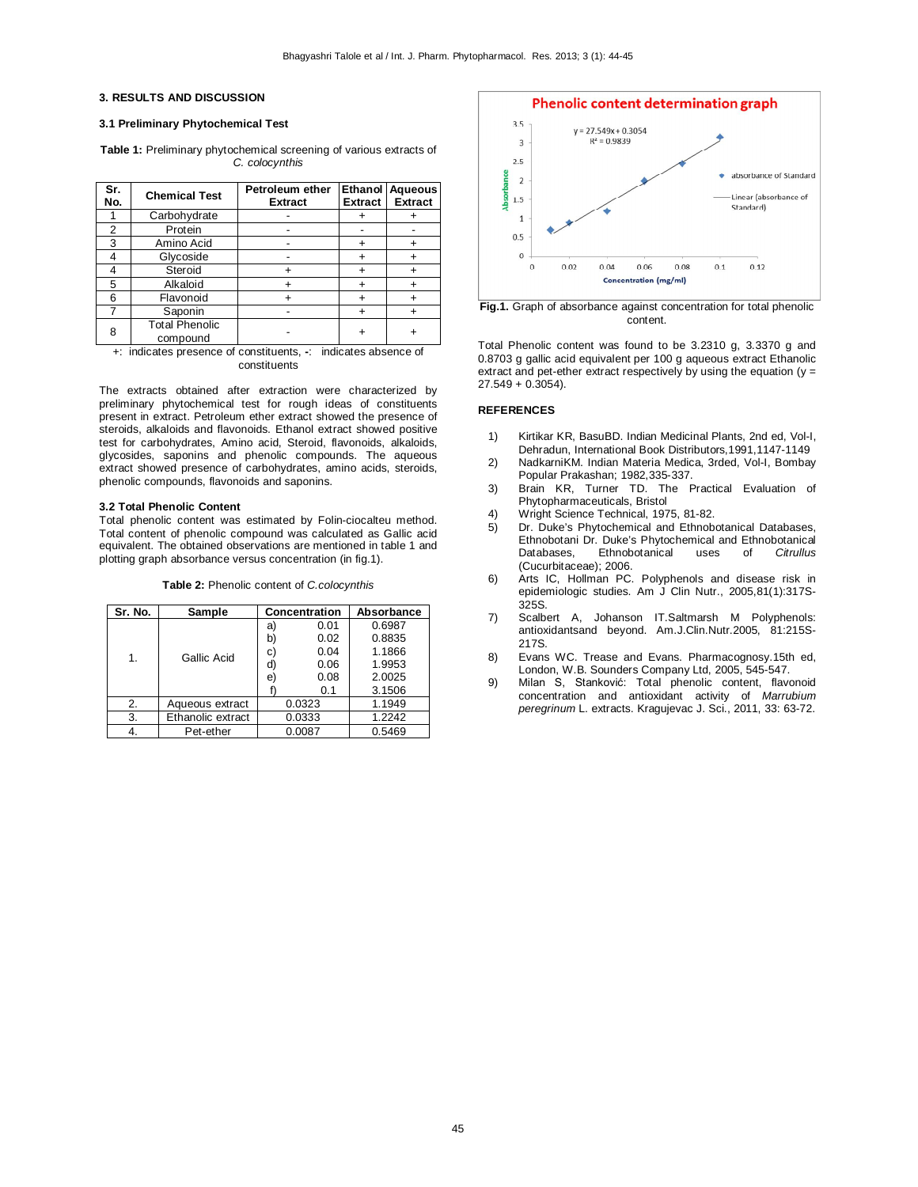## 3. RESULTS AND DISCUSSION

### 3.1 Preliminary Phytochemical Test

**Table 1:** Preliminary phytochemical screening of various extracts of *C. colocynthis*

| Sr. No. | Chemical Test | Petroleum ether Extract | Ethanol Extract | Aqueous Extract |
|---|---|---|---|---|
| 1 | Carbohydrate | - | + | + |
| 2 | Protein | - | - | - |
| 3 | Amino Acid | - | + | + |
| 4 | Glycoside | - | + | + |
| 4 | Steroid | + | + | + |
| 5 | Alkaloid | + | + | + |
| 6 | Flavonoid | + | + | + |
| 7 | Saponin | - | + | + |
| 8 | Total Phenolic compound | - | + | + |

+: indicates presence of constituents, -: indicates absence of constituents

The extracts obtained after extraction were characterized by preliminary phytochemical test for rough ideas of constituents present in extract. Petroleum ether extract showed the presence of steroids, alkaloids and flavonoids. Ethanol extract showed positive test for carbohydrates, Amino acid, Steroid, flavonoids, alkaloids, glycosides, saponins and phenolic compounds. The aqueous extract showed presence of carbohydrates, amino acids, steroids, phenolic compounds, flavonoids and saponins.

### 3.2 Total Phenolic Content

Total phenolic content was estimated by Folin-ciocalteu method. Total content of phenolic compound was calculated as Gallic acid equivalent. The obtained observations are mentioned in table 1 and plotting graph absorbance versus concentration (in fig.1).

**Table 2:** Phenolic content of *C.colocynthis*

| Sr. No. | Sample | Concentration | | Absorbance |
|---|---|---|---|---|
| 1. | Gallic Acid | a) | 0.01 | 0.6987 |
| | | b) | 0.02 | 0.8835 |
| | | c) | 0.04 | 1.1866 |
| | | d) | 0.06 | 1.9953 |
| | | e) | 0.08 | 2.0025 |
| | | f) | 0.1 | 3.1506 |
| 2. | Aqueous extract | 0.0323 | | 1.1949 |
| 3. | Ethanolic extract | 0.0333 | | 1.2242 |
| 4. | Pet-ether | 0.0087 | | 0.5469 |

Phenolic content determination graph

y = 27.549x + 0.3054
R² = 0.9839

Absorbance

3.5
3
2.5
2
1.5
1
0.5
0

0
0.02
0.04
0.06
0.08
0.1
0.12

Concentration (mg/ml)

absorbance of Standard

Linear (absorbance of Standard)

**Fig.1.** Graph of absorbance against concentration for total phenolic content.

Total Phenolic content was found to be 3.2310 g, 3.3370 g and 0.8703 g gallic acid equivalent per 100 g aqueous extract Ethanolic extract and pet-ether extract respectively by using the equation ($y = 27.549 + 0.3054$).

## REFERENCES

1) Kirtikar KR, BasuBD. Indian Medicinal Plants, 2nd ed, Vol-I, Dehradun, International Book Distributors,1991,1147-1149
2) NadkarniKM. Indian Materia Medica, 3rded, Vol-I, Bombay Popular Prakashan; 1982,335-337.
3) Brain KR, Turner TD. The Practical Evaluation of Phytopharmaceuticals, Bristol
4) Wright Science Technical, 1975, 81-82.
5) Dr. Duke's Phytochemical and Ethnobotanical Databases, Ethnobotani Dr. Duke's Phytochemical and Ethnobotanical Databases, Ethnobotanical uses of *Citrullus* (Cucurbitaceae); 2006.
6) Arts IC, Hollman PC. Polyphenols and disease risk in epidemiologic studies. Am J Clin Nutr., 2005,81(1):317S-325S.
7) Scalbert A, Johanson IT.Saltmarsh M Polyphenols: antioxidantsand beyond. Am.J.Clin.Nutr.2005, 81:215S-217S.
8) Evans WC. Trease and Evans. Pharmacognosy.15th ed, London, W.B. Sounders Company Ltd, 2005, 545-547.
9) Milan S, Stanković: Total phenolic content, flavonoid concentration and antioxidant activity of *Marrubium peregrinum* L. extracts. Kragujevac J. Sci., 2011, 33: 63-72.